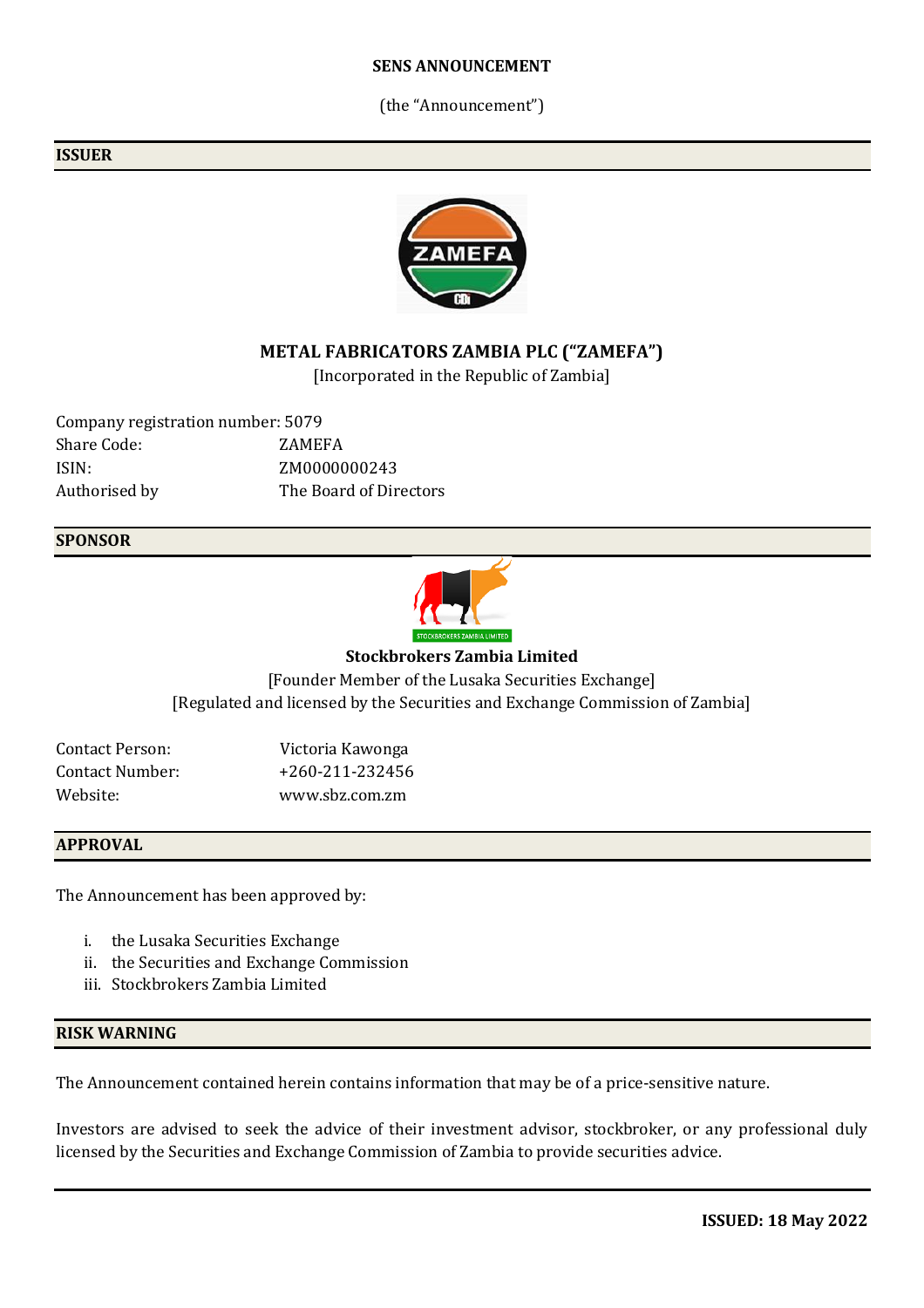**SENS ANNOUNCEMENT**

(the "Announcement")

## ISSUER

**METAL FABRICATORS ZAMBIA PLC ("ZAMEFA")**

[Incorporated in the Republic of Zambia]

Company registration number: 5079
Share Code: ZAMEFA
ISIN: ZM0000000243
Authorised by The Board of Directors

## SPONSOR

**Stockbrokers Zambia Limited**

[Founder Member of the Lusaka Securities Exchange]
[Regulated and licensed by the Securities and Exchange Commission of Zambia]

Contact Person: Victoria Kawonga
Contact Number: +260-211-232456
Website: www.sbz.com.zm

## APPROVAL

The Announcement has been approved by:

i. the Lusaka Securities Exchange
ii. the Securities and Exchange Commission
iii. Stockbrokers Zambia Limited

## RISK WARNING

The Announcement contained herein contains information that may be of a price-sensitive nature.

Investors are advised to seek the advice of their investment advisor, stockbroker, or any professional duly licensed by the Securities and Exchange Commission of Zambia to provide securities advice.

**ISSUED: 18 May 2022**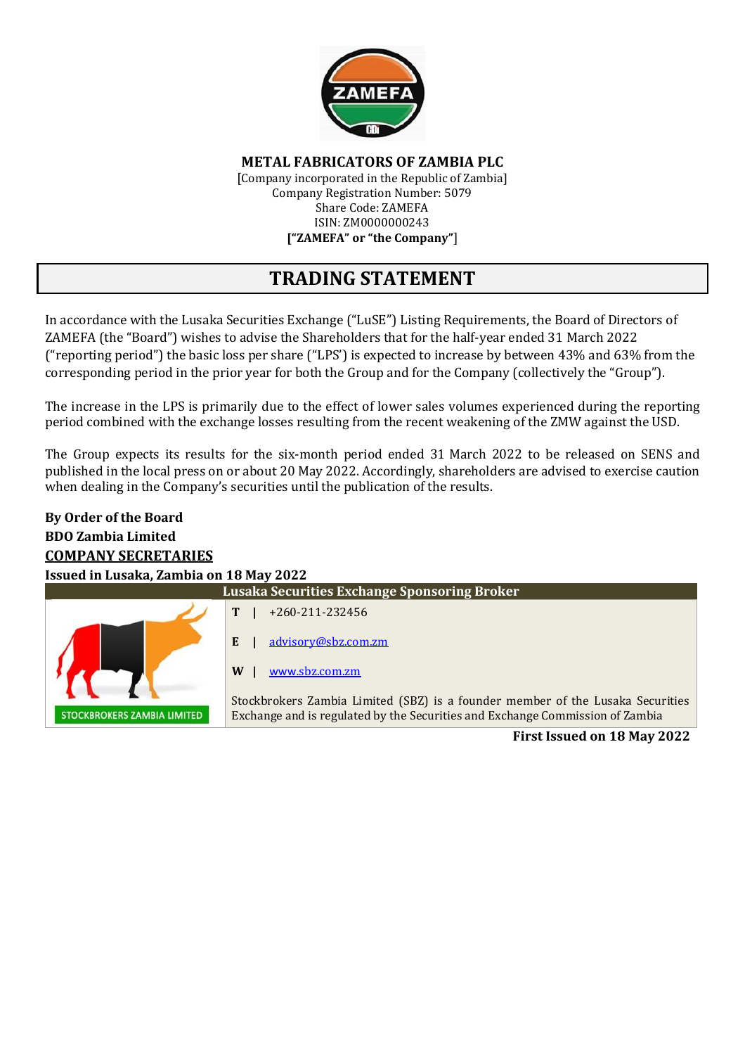**METAL FABRICATORS OF ZAMBIA PLC**

[Company incorporated in the Republic of Zambia]
Company Registration Number: 5079
Share Code: ZAMEFA
ISIN: ZM0000000243
**["ZAMEFA" or "the Company"]**

# TRADING STATEMENT

In accordance with the Lusaka Securities Exchange ("LuSE") Listing Requirements, the Board of Directors of ZAMEFA (the "Board") wishes to advise the Shareholders that for the half-year ended 31 March 2022 ("reporting period") the basic loss per share ("LPS') is expected to increase by between 43% and 63% from the corresponding period in the prior year for both the Group and for the Company (collectively the "Group").

The increase in the LPS is primarily due to the effect of lower sales volumes experienced during the reporting period combined with the exchange losses resulting from the recent weakening of the ZMW against the USD.

The Group expects its results for the six-month period ended 31 March 2022 to be released on SENS and published in the local press on or about 20 May 2022. Accordingly, shareholders are advised to exercise caution when dealing in the Company's securities until the publication of the results.

**By Order of the Board**
**BDO Zambia Limited**
**COMPANY SECRETARIES**
**Issued in Lusaka, Zambia on 18 May 2022**

**Lusaka Securities Exchange Sponsoring Broker**

STOCKBROKERS ZAMBIA LIMITED

**T** | +260-211-232456

**E** | advisory@sbz.com.zm

**W** | www.sbz.com.zm

Stockbrokers Zambia Limited (SBZ) is a founder member of the Lusaka Securities Exchange and is regulated by the Securities and Exchange Commission of Zambia

**First Issued on 18 May 2022**